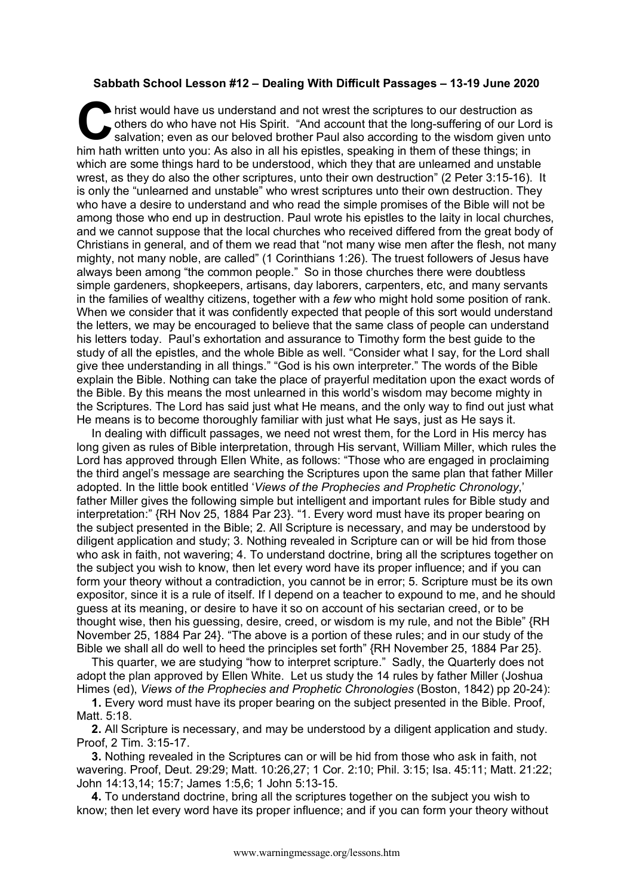**Sabbath School Lesson #12 – Dealing With Difficult Passages – 13-19 June 2020**

Christ would have us understand and not wrest the scriptures to our destruction as others do who have not His Spirit. "And account that the long-suffering of our Lord is salvation; even as our beloved brother Paul also according to the wisdom given unto him hath written unto you: As also in all his epistles, speaking in them of these things; in which are some things hard to be understood, which they that are unlearned and unstable wrest, as they do also the other scriptures, unto their own destruction" (2 Peter 3:15-16). It is only the "unlearned and unstable" who wrest scriptures unto their own destruction. They who have a desire to understand and who read the simple promises of the Bible will not be among those who end up in destruction. Paul wrote his epistles to the laity in local churches, and we cannot suppose that the local churches who received differed from the great body of Christians in general, and of them we read that "not many wise men after the flesh, not many mighty, not many noble, are called" (1 Corinthians 1:26). The truest followers of Jesus have always been among "the common people." So in those churches there were doubtless simple gardeners, shopkeepers, artisans, day laborers, carpenters, etc, and many servants in the families of wealthy citizens, together with a *few* who might hold some position of rank. When we consider that it was confidently expected that people of this sort would understand the letters, we may be encouraged to believe that the same class of people can understand his letters today. Paul's exhortation and assurance to Timothy form the best guide to the study of all the epistles, and the whole Bible as well. "Consider what I say, for the Lord shall give thee understanding in all things." "God is his own interpreter." The words of the Bible explain the Bible. Nothing can take the place of prayerful meditation upon the exact words of the Bible. By this means the most unlearned in this world's wisdom may become mighty in the Scriptures. The Lord has said just what He means, and the only way to find out just what He means is to become thoroughly familiar with just what He says, just as He says it.

In dealing with difficult passages, we need not wrest them, for the Lord in His mercy has long given as rules of Bible interpretation, through His servant, William Miller, which rules the Lord has approved through Ellen White, as follows: "Those who are engaged in proclaiming the third angel's message are searching the Scriptures upon the same plan that father Miller adopted. In the little book entitled '*Views of the Prophecies and Prophetic Chronology*,' father Miller gives the following simple but intelligent and important rules for Bible study and interpretation:" {RH Nov 25, 1884 Par 23}. "1. Every word must have its proper bearing on the subject presented in the Bible; 2. All Scripture is necessary, and may be understood by diligent application and study; 3. Nothing revealed in Scripture can or will be hid from those who ask in faith, not wavering; 4. To understand doctrine, bring all the scriptures together on the subject you wish to know, then let every word have its proper influence; and if you can form your theory without a contradiction, you cannot be in error; 5. Scripture must be its own expositor, since it is a rule of itself. If I depend on a teacher to expound to me, and he should guess at its meaning, or desire to have it so on account of his sectarian creed, or to be thought wise, then his guessing, desire, creed, or wisdom is my rule, and not the Bible" {RH November 25, 1884 Par 24}. "The above is a portion of these rules; and in our study of the Bible we shall all do well to heed the principles set forth" {RH November 25, 1884 Par 25}.

This quarter, we are studying "how to interpret scripture." Sadly, the Quarterly does not adopt the plan approved by Ellen White. Let us study the 14 rules by father Miller (Joshua Himes (ed), *Views of the Prophecies and Prophetic Chronologies* (Boston, 1842) pp 20-24):

**1.** Every word must have its proper bearing on the subject presented in the Bible. Proof, Matt. 5:18.

**2.** All Scripture is necessary, and may be understood by a diligent application and study. Proof, 2 Tim. 3:15-17.

**3.** Nothing revealed in the Scriptures can or will be hid from those who ask in faith, not wavering. Proof, Deut. 29:29; Matt. 10:26,27; 1 Cor. 2:10; Phil. 3:15; Isa. 45:11; Matt. 21:22; John 14:13,14; 15:7; James 1:5,6; 1 John 5:13-15.

**4.** To understand doctrine, bring all the scriptures together on the subject you wish to know; then let every word have its proper influence; and if you can form your theory without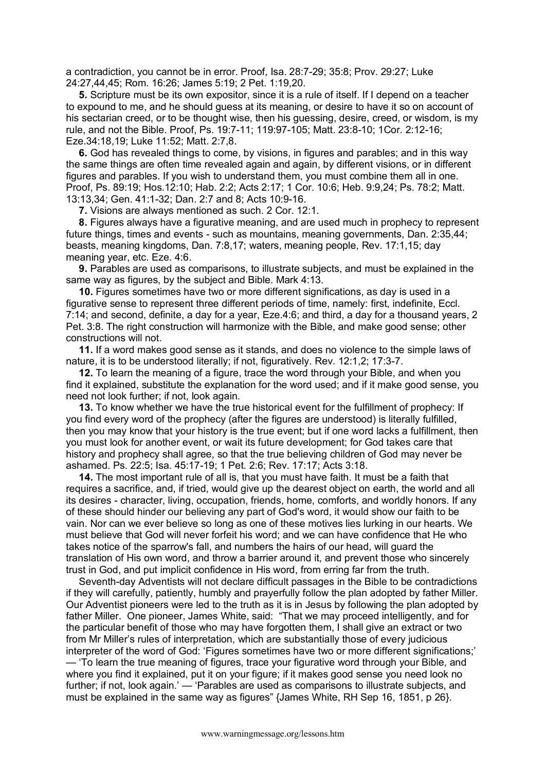a contradiction, you cannot be in error. Proof, Isa. 28:7-29; 35:8; Prov. 29:27; Luke 24:27,44,45; Rom. 16:26; James 5:19; 2 Pet. 1:19,20.

**5.** Scripture must be its own expositor, since it is a rule of itself. If I depend on a teacher to expound to me, and he should guess at its meaning, or desire to have it so on account of his sectarian creed, or to be thought wise, then his guessing, desire, creed, or wisdom, is my rule, and not the Bible. Proof, Ps. 19:7-11; 119:97-105; Matt. 23:8-10; 1Cor. 2:12-16; Eze.34:18,19; Luke 11:52; Matt. 2:7,8.

**6.** God has revealed things to come, by visions, in figures and parables; and in this way the same things are often time revealed again and again, by different visions, or in different figures and parables. If you wish to understand them, you must combine them all in one. Proof, Ps. 89:19; Hos.12:10; Hab. 2:2; Acts 2:17; 1 Cor. 10:6; Heb. 9:9,24; Ps. 78:2; Matt. 13:13,34; Gen. 41:1-32; Dan. 2:7 and 8; Acts 10:9-16.

**7.** Visions are always mentioned as such. 2 Cor. 12:1.

**8.** Figures always have a figurative meaning, and are used much in prophecy to represent future things, times and events - such as mountains, meaning governments, Dan. 2:35,44; beasts, meaning kingdoms, Dan. 7:8,17; waters, meaning people, Rev. 17:1,15; day meaning year, etc. Eze. 4:6.

**9.** Parables are used as comparisons, to illustrate subjects, and must be explained in the same way as figures, by the subject and Bible. Mark 4:13.

**10.** Figures sometimes have two or more different significations, as day is used in a figurative sense to represent three different periods of time, namely: first, indefinite, Eccl. 7:14; and second, definite, a day for a year, Eze.4:6; and third, a day for a thousand years, 2 Pet. 3:8. The right construction will harmonize with the Bible, and make good sense; other constructions will not.

**11.** If a word makes good sense as it stands, and does no violence to the simple laws of nature, it is to be understood literally; if not, figuratively. Rev. 12:1,2; 17:3-7.

**12.** To learn the meaning of a figure, trace the word through your Bible, and when you find it explained, substitute the explanation for the word used; and if it make good sense, you need not look further; if not, look again.

**13.** To know whether we have the true historical event for the fulfillment of prophecy: If you find every word of the prophecy (after the figures are understood) is literally fulfilled, then you may know that your history is the true event; but if one word lacks a fulfillment, then you must look for another event, or wait its future development; for God takes care that history and prophecy shall agree, so that the true believing children of God may never be ashamed. Ps. 22:5; Isa. 45:17-19; 1 Pet. 2:6; Rev. 17:17; Acts 3:18.

**14.** The most important rule of all is, that you must have faith. It must be a faith that requires a sacrifice, and, if tried, would give up the dearest object on earth, the world and all its desires - character, living, occupation, friends, home, comforts, and worldly honors. If any of these should hinder our believing any part of God's word, it would show our faith to be vain. Nor can we ever believe so long as one of these motives lies lurking in our hearts. We must believe that God will never forfeit his word; and we can have confidence that He who takes notice of the sparrow's fall, and numbers the hairs of our head, will guard the translation of His own word, and throw a barrier around it, and prevent those who sincerely trust in God, and put implicit confidence in His word, from erring far from the truth.

Seventh-day Adventists will not declare difficult passages in the Bible to be contradictions if they will carefully, patiently, humbly and prayerfully follow the plan adopted by father Miller. Our Adventist pioneers were led to the truth as it is in Jesus by following the plan adopted by father Miller. One pioneer, James White, said: "That we may proceed intelligently, and for the particular benefit of those who may have forgotten them, I shall give an extract or two from Mr Miller's rules of interpretation, which are substantially those of every judicious interpreter of the word of God: 'Figures sometimes have two or more different significations;' — 'To learn the true meaning of figures, trace your figurative word through your Bible, and where you find it explained, put it on your figure; if it makes good sense you need look no further; if not, look again.' — 'Parables are used as comparisons to illustrate subjects, and must be explained in the same way as figures" {James White, RH Sep 16, 1851, p 26}.

www.warningmessage.org/lessons.htm